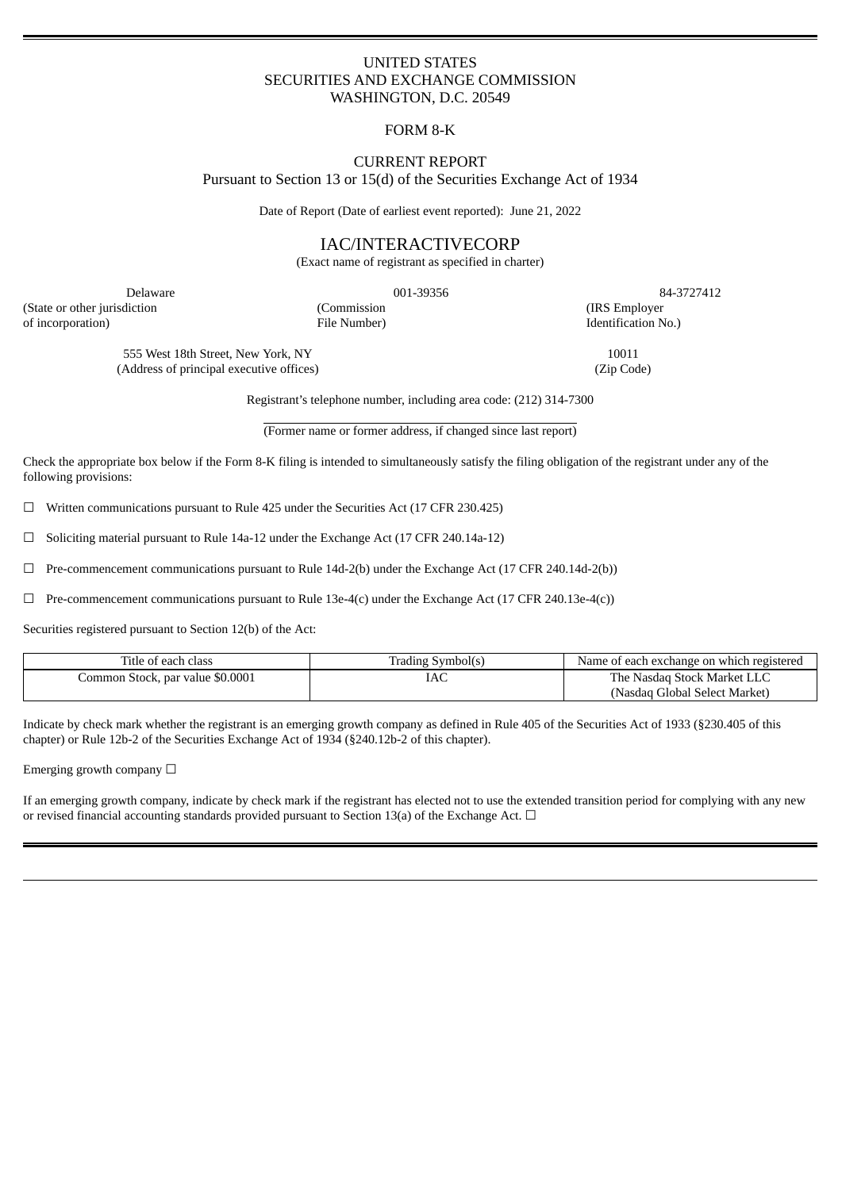UNITED STATES
SECURITIES AND EXCHANGE COMMISSION
WASHINGTON, D.C. 20549

FORM 8-K

CURRENT REPORT
Pursuant to Section 13 or 15(d) of the Securities Exchange Act of 1934

Date of Report (Date of earliest event reported): June 21, 2022

# IAC/INTERACTIVECORP

(Exact name of registrant as specified in charter)

| Delaware | 001-39356 | 84-3727412 |
|---|---|---|
| (State or other jurisdiction of incorporation) | (Commission File Number) | (IRS Employer Identification No.) |

| 555 West 18th Street, New York, NY | 10011 |
|---|---|
| (Address of principal executive offices) | (Zip Code) |

Registrant's telephone number, including area code: (212) 314-7300

(Former name or former address, if changed since last report)

Check the appropriate box below if the Form 8-K filing is intended to simultaneously satisfy the filing obligation of the registrant under any of the following provisions:

☐ Written communications pursuant to Rule 425 under the Securities Act (17 CFR 230.425)

☐ Soliciting material pursuant to Rule 14a-12 under the Exchange Act (17 CFR 240.14a-12)

☐ Pre-commencement communications pursuant to Rule 14d-2(b) under the Exchange Act (17 CFR 240.14d-2(b))

☐ Pre-commencement communications pursuant to Rule 13e-4(c) under the Exchange Act (17 CFR 240.13e-4(c))

Securities registered pursuant to Section 12(b) of the Act:

| Title of each class | Trading Symbol(s) | Name of each exchange on which registered |
|---|---|---|
| Common Stock, par value $0.0001 | IAC | The Nasdaq Stock Market LLC (Nasdaq Global Select Market) |

Indicate by check mark whether the registrant is an emerging growth company as defined in Rule 405 of the Securities Act of 1933 (§230.405 of this chapter) or Rule 12b-2 of the Securities Exchange Act of 1934 (§240.12b-2 of this chapter).

Emerging growth company ☐

If an emerging growth company, indicate by check mark if the registrant has elected not to use the extended transition period for complying with any new or revised financial accounting standards provided pursuant to Section 13(a) of the Exchange Act. ☐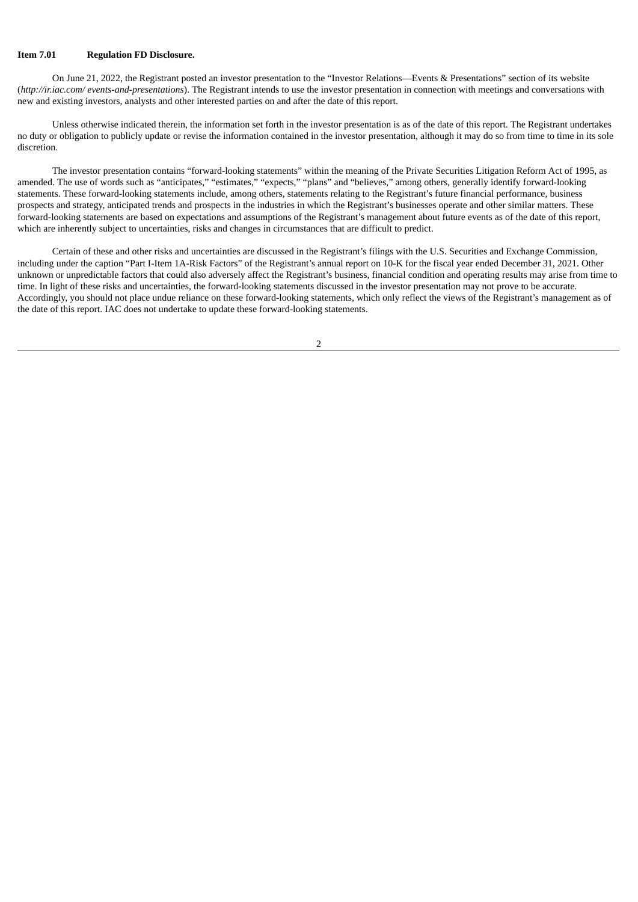**Item 7.01 Regulation FD Disclosure.**

On June 21, 2022, the Registrant posted an investor presentation to the "Investor Relations—Events & Presentations" section of its website (*http://ir.iac.com/ events-and-presentations*). The Registrant intends to use the investor presentation in connection with meetings and conversations with new and existing investors, analysts and other interested parties on and after the date of this report.

Unless otherwise indicated therein, the information set forth in the investor presentation is as of the date of this report. The Registrant undertakes no duty or obligation to publicly update or revise the information contained in the investor presentation, although it may do so from time to time in its sole discretion.

The investor presentation contains "forward-looking statements" within the meaning of the Private Securities Litigation Reform Act of 1995, as amended. The use of words such as "anticipates," "estimates," "expects," "plans" and "believes," among others, generally identify forward-looking statements. These forward-looking statements include, among others, statements relating to the Registrant's future financial performance, business prospects and strategy, anticipated trends and prospects in the industries in which the Registrant's businesses operate and other similar matters. These forward-looking statements are based on expectations and assumptions of the Registrant's management about future events as of the date of this report, which are inherently subject to uncertainties, risks and changes in circumstances that are difficult to predict.

Certain of these and other risks and uncertainties are discussed in the Registrant's filings with the U.S. Securities and Exchange Commission, including under the caption "Part I-Item 1A-Risk Factors" of the Registrant's annual report on 10-K for the fiscal year ended December 31, 2021. Other unknown or unpredictable factors that could also adversely affect the Registrant's business, financial condition and operating results may arise from time to time. In light of these risks and uncertainties, the forward-looking statements discussed in the investor presentation may not prove to be accurate. Accordingly, you should not place undue reliance on these forward-looking statements, which only reflect the views of the Registrant's management as of the date of this report. IAC does not undertake to update these forward-looking statements.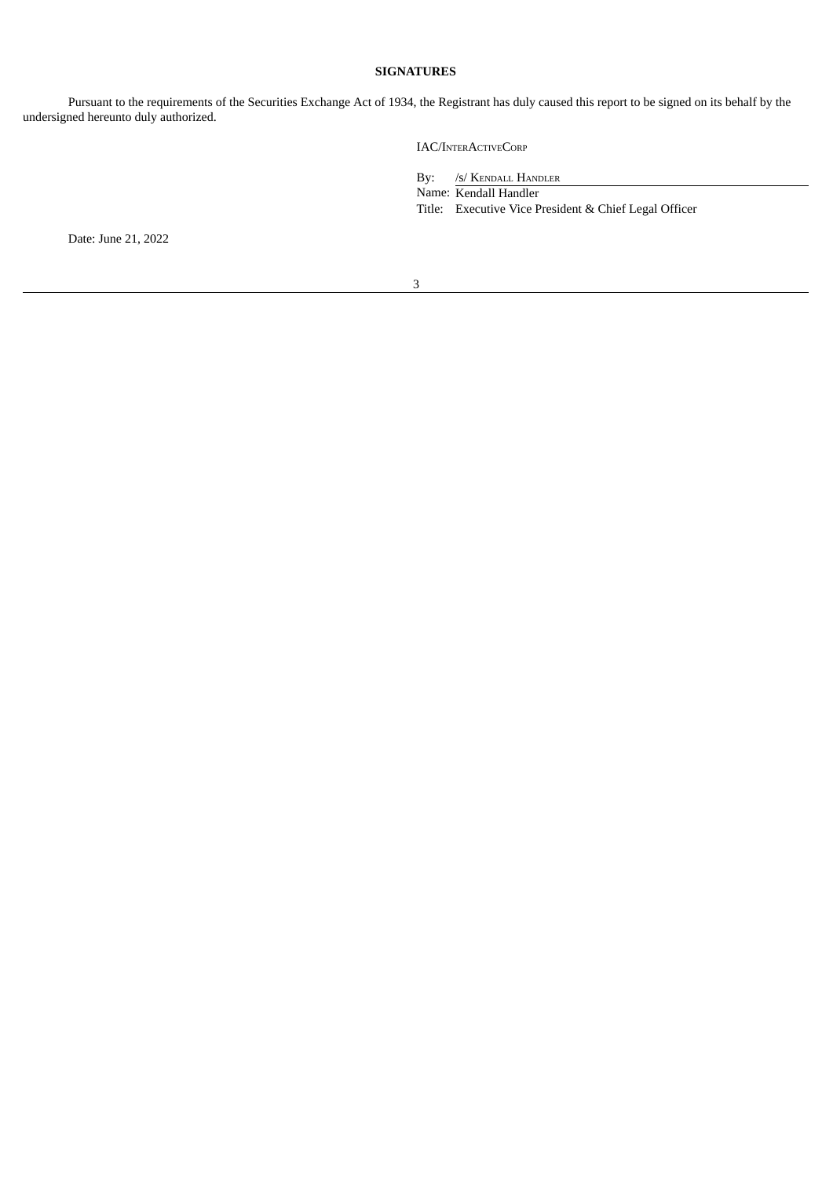## SIGNATURES

Pursuant to the requirements of the Securities Exchange Act of 1934, the Registrant has duly caused this report to be signed on its behalf by the undersigned hereunto duly authorized.

IAC/InterActiveCorp

| | |
|---|---|
| By: | /s/ Kendall Handler |
| Name: | Kendall Handler |
| Title: | Executive Vice President & Chief Legal Officer |

Date: June 21, 2022